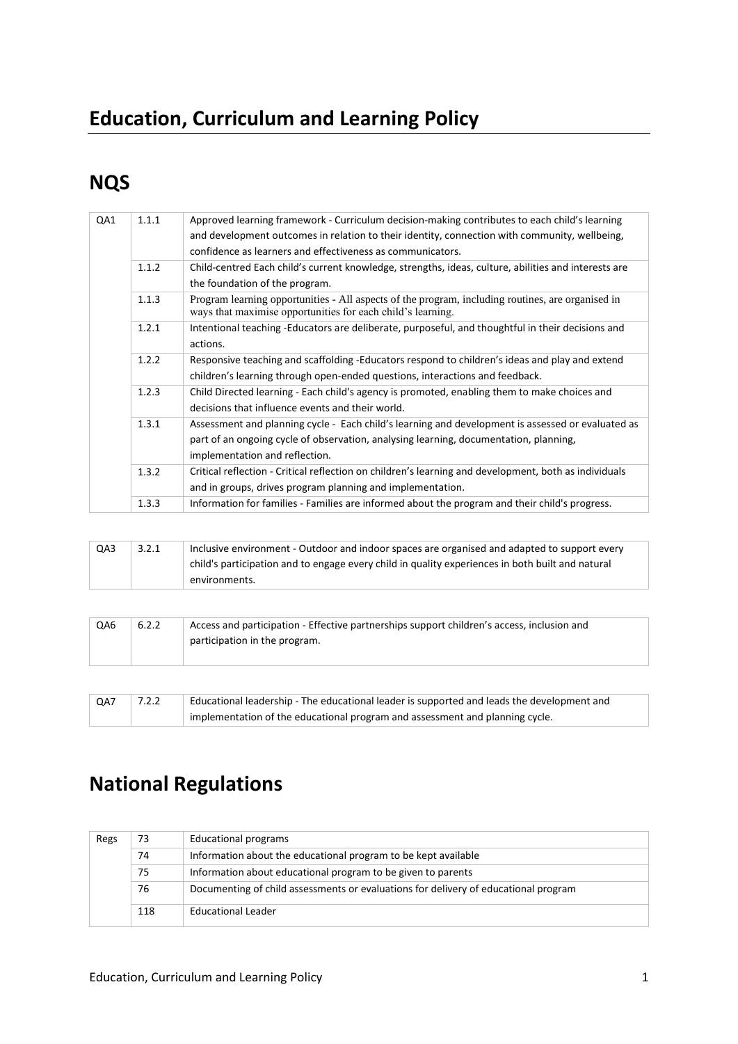# Education, Curriculum and Learning Policy

## NQS

| | | |
|---|---|---|
| QA1 | 1.1.1 | Approved learning framework - Curriculum decision-making contributes to each child's learning and development outcomes in relation to their identity, connection with community, wellbeing, confidence as learners and effectiveness as communicators. |
| | 1.1.2 | Child-centred Each child's current knowledge, strengths, ideas, culture, abilities and interests are the foundation of the program. |
| | 1.1.3 | Program learning opportunities - All aspects of the program, including routines, are organised in ways that maximise opportunities for each child's learning. |
| | 1.2.1 | Intentional teaching -Educators are deliberate, purposeful, and thoughtful in their decisions and actions. |
| | 1.2.2 | Responsive teaching and scaffolding -Educators respond to children's ideas and play and extend children's learning through open-ended questions, interactions and feedback. |
| | 1.2.3 | Child Directed learning - Each child's agency is promoted, enabling them to make choices and decisions that influence events and their world. |
| | 1.3.1 | Assessment and planning cycle - Each child's learning and development is assessed or evaluated as part of an ongoing cycle of observation, analysing learning, documentation, planning, implementation and reflection. |
| | 1.3.2 | Critical reflection - Critical reflection on children's learning and development, both as individuals and in groups, drives program planning and implementation. |
| | 1.3.3 | Information for families - Families are informed about the program and their child's progress. |

| | | |
|---|---|---|
| QA3 | 3.2.1 | Inclusive environment - Outdoor and indoor spaces are organised and adapted to support every child's participation and to engage every child in quality experiences in both built and natural environments. |

| | | |
|---|---|---|
| QA6 | 6.2.2 | Access and participation - Effective partnerships support children's access, inclusion and participation in the program. |

| | | |
|---|---|---|
| QA7 | 7.2.2 | Educational leadership - The educational leader is supported and leads the development and implementation of the educational program and assessment and planning cycle. |

## National Regulations

| | | |
|---|---|---|
| Regs | 73 | Educational programs |
| | 74 | Information about the educational program to be kept available |
| | 75 | Information about educational program to be given to parents |
| | 76 | Documenting of child assessments or evaluations for delivery of educational program |
| | 118 | Educational Leader |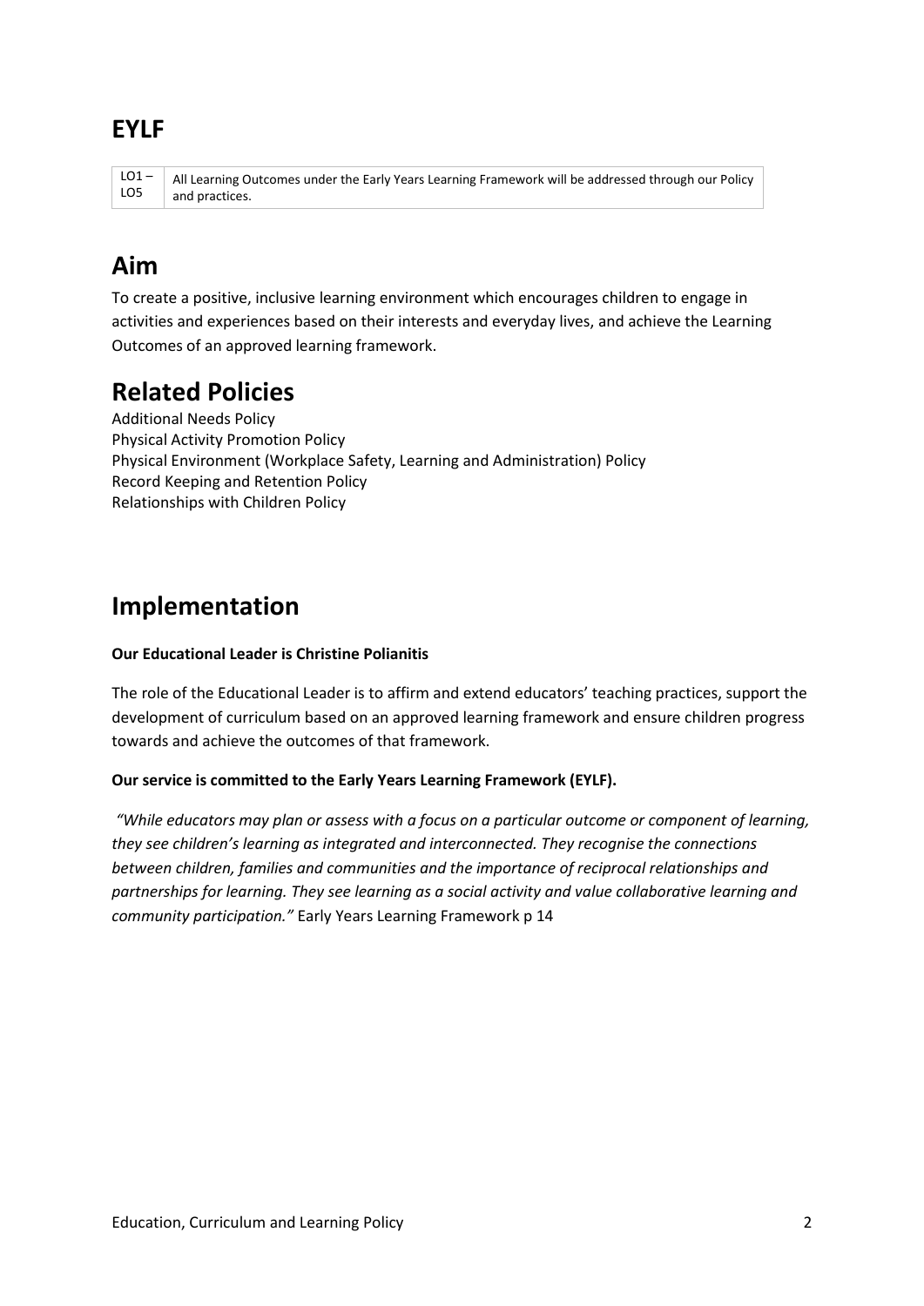## EYLF

| LO1 – LO5 | All Learning Outcomes under the Early Years Learning Framework will be addressed through our Policy and practices. |
|---|---|

## Aim

To create a positive, inclusive learning environment which encourages children to engage in activities and experiences based on their interests and everyday lives, and achieve the Learning Outcomes of an approved learning framework.

## Related Policies

Additional Needs Policy
Physical Activity Promotion Policy
Physical Environment (Workplace Safety, Learning and Administration) Policy
Record Keeping and Retention Policy
Relationships with Children Policy

## Implementation

**Our Educational Leader is Christine Polianitis**

The role of the Educational Leader is to affirm and extend educators' teaching practices, support the development of curriculum based on an approved learning framework and ensure children progress towards and achieve the outcomes of that framework.

**Our service is committed to the Early Years Learning Framework (EYLF).**

*"While educators may plan or assess with a focus on a particular outcome or component of learning, they see children's learning as integrated and interconnected. They recognise the connections between children, families and communities and the importance of reciprocal relationships and partnerships for learning. They see learning as a social activity and value collaborative learning and community participation."* Early Years Learning Framework p 14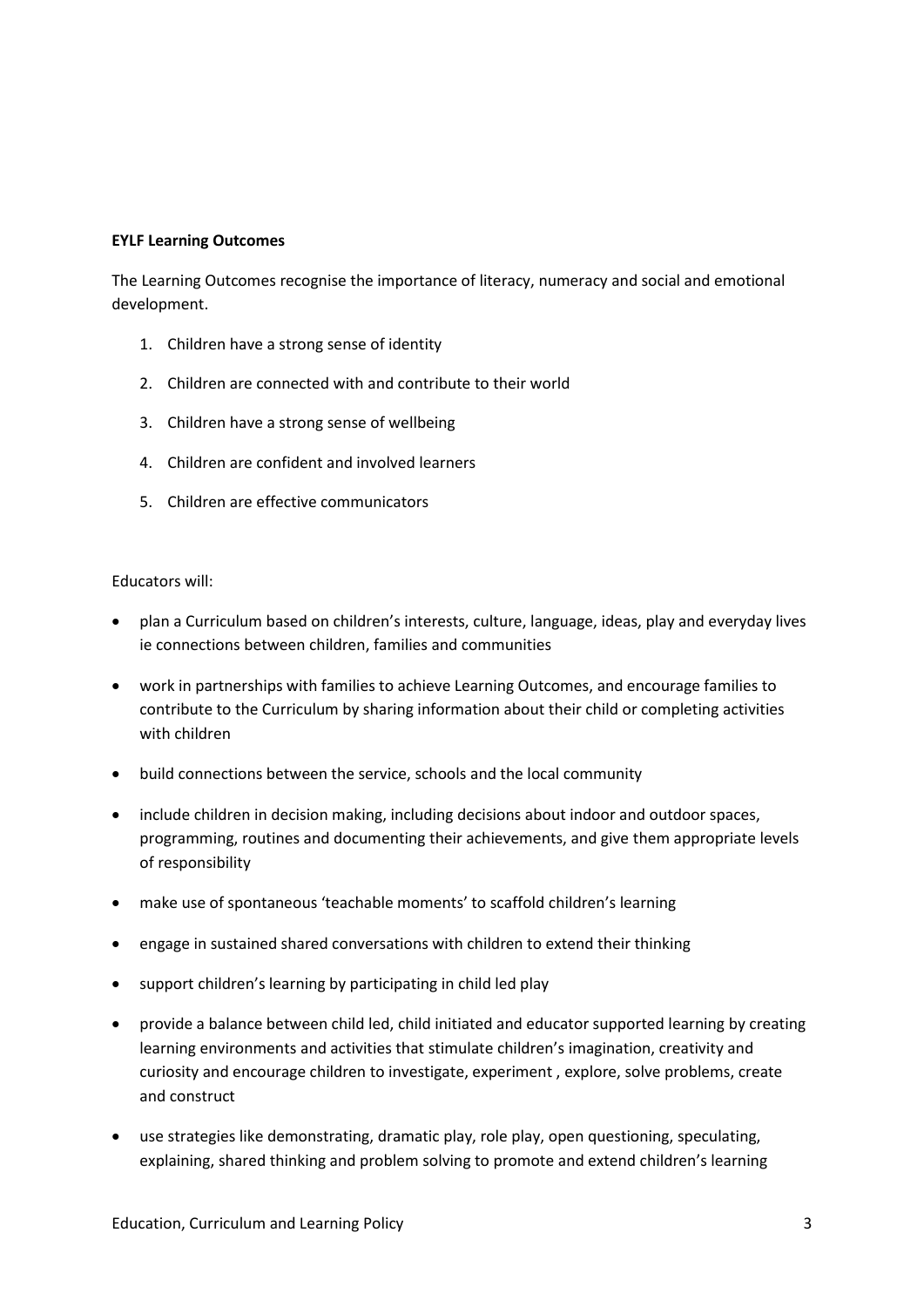**EYLF Learning Outcomes**

The Learning Outcomes recognise the importance of literacy, numeracy and social and emotional development.

1. Children have a strong sense of identity
2. Children are connected with and contribute to their world
3. Children have a strong sense of wellbeing
4. Children are confident and involved learners
5. Children are effective communicators

Educators will:

- plan a Curriculum based on children's interests, culture, language, ideas, play and everyday lives ie connections between children, families and communities
- work in partnerships with families to achieve Learning Outcomes, and encourage families to contribute to the Curriculum by sharing information about their child or completing activities with children
- build connections between the service, schools and the local community
- include children in decision making, including decisions about indoor and outdoor spaces, programming, routines and documenting their achievements, and give them appropriate levels of responsibility
- make use of spontaneous 'teachable moments' to scaffold children's learning
- engage in sustained shared conversations with children to extend their thinking
- support children's learning by participating in child led play
- provide a balance between child led, child initiated and educator supported learning by creating learning environments and activities that stimulate children's imagination, creativity and curiosity and encourage children to investigate, experiment , explore, solve problems, create and construct
- use strategies like demonstrating, dramatic play, role play, open questioning, speculating, explaining, shared thinking and problem solving to promote and extend children's learning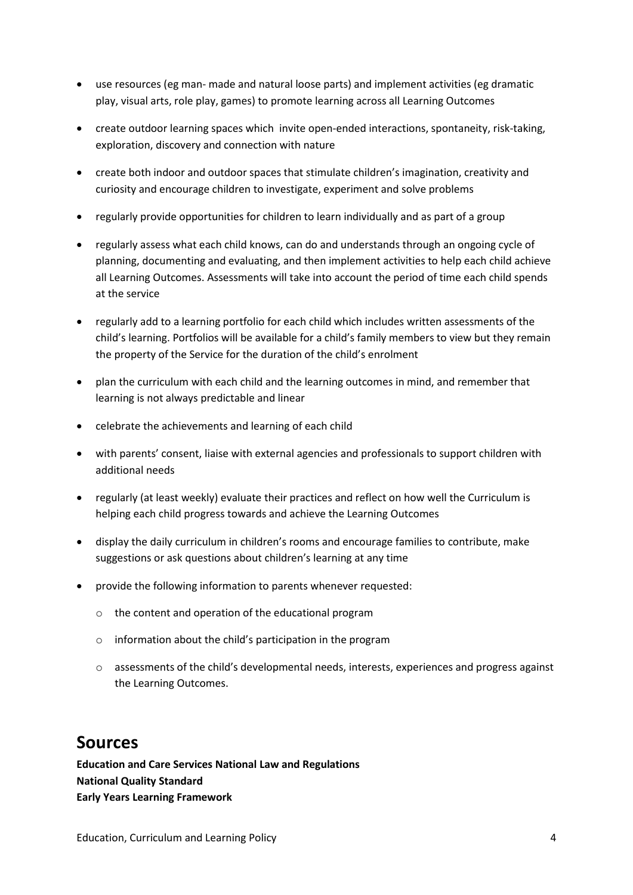- use resources (eg man- made and natural loose parts) and implement activities (eg dramatic play, visual arts, role play, games) to promote learning across all Learning Outcomes
- create outdoor learning spaces which invite open-ended interactions, spontaneity, risk-taking, exploration, discovery and connection with nature
- create both indoor and outdoor spaces that stimulate children's imagination, creativity and curiosity and encourage children to investigate, experiment and solve problems
- regularly provide opportunities for children to learn individually and as part of a group
- regularly assess what each child knows, can do and understands through an ongoing cycle of planning, documenting and evaluating, and then implement activities to help each child achieve all Learning Outcomes. Assessments will take into account the period of time each child spends at the service
- regularly add to a learning portfolio for each child which includes written assessments of the child's learning. Portfolios will be available for a child's family members to view but they remain the property of the Service for the duration of the child's enrolment
- plan the curriculum with each child and the learning outcomes in mind, and remember that learning is not always predictable and linear
- celebrate the achievements and learning of each child
- with parents' consent, liaise with external agencies and professionals to support children with additional needs
- regularly (at least weekly) evaluate their practices and reflect on how well the Curriculum is helping each child progress towards and achieve the Learning Outcomes
- display the daily curriculum in children's rooms and encourage families to contribute, make suggestions or ask questions about children's learning at any time
- provide the following information to parents whenever requested:
  - the content and operation of the educational program
  - information about the child's participation in the program
  - assessments of the child's developmental needs, interests, experiences and progress against the Learning Outcomes.

## Sources

**Education and Care Services National Law and Regulations**
**National Quality Standard**
**Early Years Learning Framework**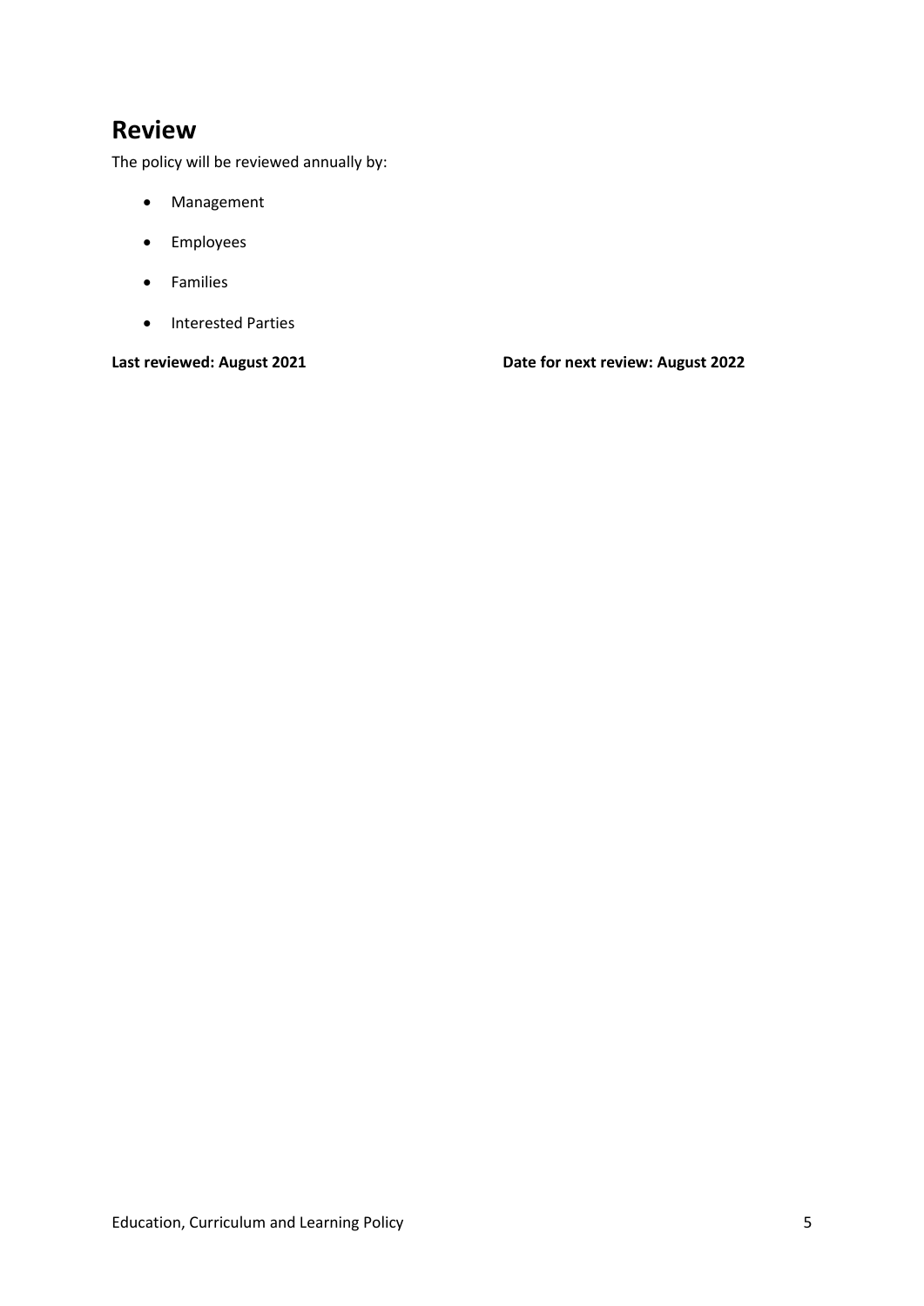## Review

The policy will be reviewed annually by:

- Management
- Employees
- Families
- Interested Parties

**Last reviewed: August 2021** **Date for next review: August 2022**